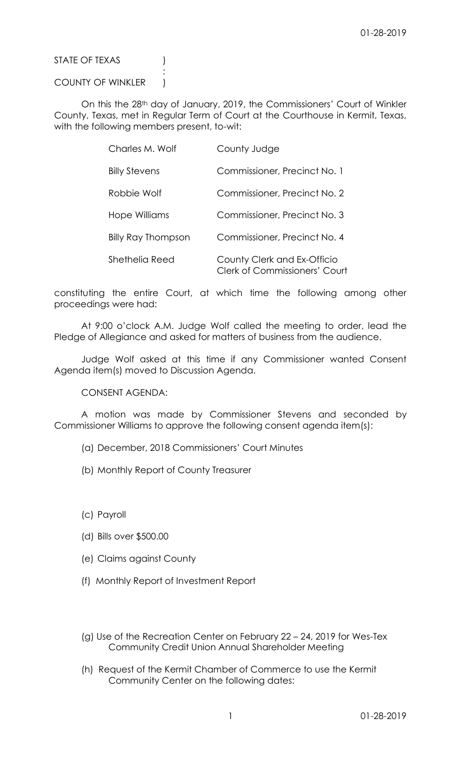STATE OF TEXAS )
:
COUNTY OF WINKLER )

On this the 28th day of January, 2019, the Commissioners' Court of Winkler County, Texas, met in Regular Term of Court at the Courthouse in Kermit, Texas, with the following members present, to-wit:

| | |
|---|---|
| Charles M. Wolf | County Judge |
| Billy Stevens | Commissioner, Precinct No. 1 |
| Robbie Wolf | Commissioner, Precinct No. 2 |
| Hope Williams | Commissioner, Precinct No. 3 |
| Billy Ray Thompson | Commissioner, Precinct No. 4 |
| Shethelia Reed | County Clerk and Ex-Officio Clerk of Commissioners' Court |

constituting the entire Court, at which time the following among other proceedings were had:

At 9:00 o'clock A.M. Judge Wolf called the meeting to order, lead the Pledge of Allegiance and asked for matters of business from the audience.

Judge Wolf asked at this time if any Commissioner wanted Consent Agenda item(s) moved to Discussion Agenda.

CONSENT AGENDA:

A motion was made by Commissioner Stevens and seconded by Commissioner Williams to approve the following consent agenda item(s):

(a) December, 2018 Commissioners' Court Minutes

(b) Monthly Report of County Treasurer

(c) Payroll

(d) Bills over $500.00

(e) Claims against County

(f) Monthly Report of Investment Report

(g) Use of the Recreation Center on February 22 – 24, 2019 for Wes-Tex Community Credit Union Annual Shareholder Meeting

(h) Request of the Kermit Chamber of Commerce to use the Kermit Community Center on the following dates: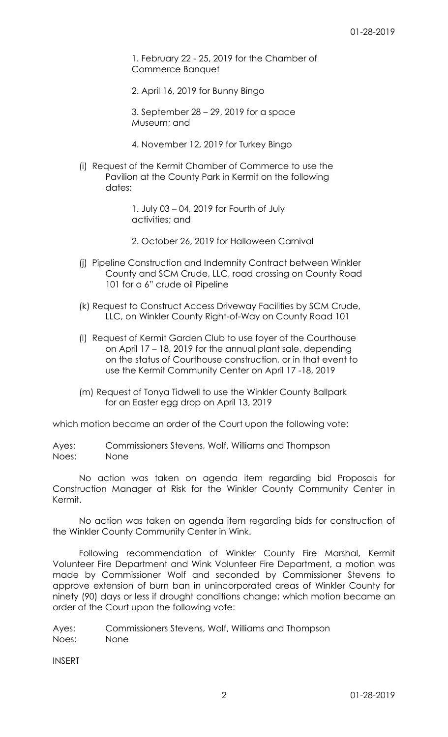1. February 22 - 25, 2019 for the Chamber of Commerce Banquet

2. April 16, 2019 for Bunny Bingo

3. September 28 – 29, 2019 for a space Museum; and

4. November 12, 2019 for Turkey Bingo

(i) Request of the Kermit Chamber of Commerce to use the Pavilion at the County Park in Kermit on the following dates:

1. July 03 – 04, 2019 for Fourth of July activities; and

2. October 26, 2019 for Halloween Carnival

(j) Pipeline Construction and Indemnity Contract between Winkler County and SCM Crude, LLC, road crossing on County Road 101 for a 6" crude oil Pipeline

(k) Request to Construct Access Driveway Facilities by SCM Crude, LLC, on Winkler County Right-of-Way on County Road 101

(l) Request of Kermit Garden Club to use foyer of the Courthouse on April 17 – 18, 2019 for the annual plant sale, depending on the status of Courthouse construction, or in that event to use the Kermit Community Center on April 17 -18, 2019

(m) Request of Tonya Tidwell to use the Winkler County Ballpark for an Easter egg drop on April 13, 2019

which motion became an order of the Court upon the following vote:

Ayes: Commissioners Stevens, Wolf, Williams and Thompson
Noes: None

No action was taken on agenda item regarding bid Proposals for Construction Manager at Risk for the Winkler County Community Center in Kermit.

No action was taken on agenda item regarding bids for construction of the Winkler County Community Center in Wink.

Following recommendation of Winkler County Fire Marshal, Kermit Volunteer Fire Department and Wink Volunteer Fire Department, a motion was made by Commissioner Wolf and seconded by Commissioner Stevens to approve extension of burn ban in unincorporated areas of Winkler County for ninety (90) days or less if drought conditions change; which motion became an order of the Court upon the following vote:

Ayes: Commissioners Stevens, Wolf, Williams and Thompson
Noes: None

INSERT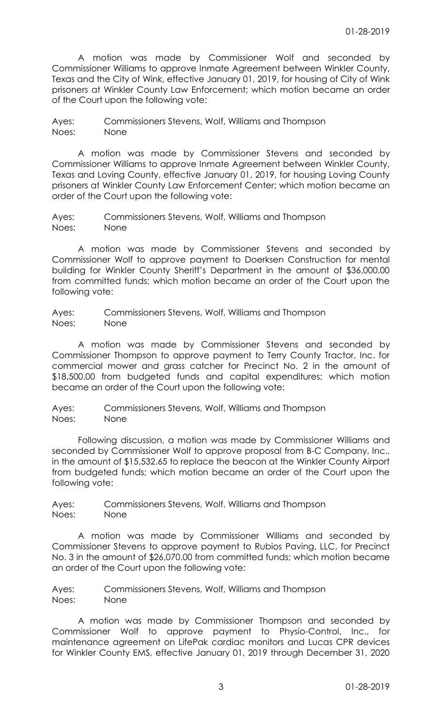A motion was made by Commissioner Wolf and seconded by Commissioner Williams to approve Inmate Agreement between Winkler County, Texas and the City of Wink, effective January 01, 2019, for housing of City of Wink prisoners at Winkler County Law Enforcement; which motion became an order of the Court upon the following vote:

Ayes: Commissioners Stevens, Wolf, Williams and Thompson
Noes: None

A motion was made by Commissioner Stevens and seconded by Commissioner Williams to approve Inmate Agreement between Winkler County, Texas and Loving County, effective January 01, 2019, for housing Loving County prisoners at Winkler County Law Enforcement Center; which motion became an order of the Court upon the following vote:

Ayes: Commissioners Stevens, Wolf, Williams and Thompson
Noes: None

A motion was made by Commissioner Stevens and seconded by Commissioner Wolf to approve payment to Doerksen Construction for mental building for Winkler County Sheriff's Department in the amount of $36,000.00 from committed funds; which motion became an order of the Court upon the following vote:

Ayes: Commissioners Stevens, Wolf, Williams and Thompson
Noes: None

A motion was made by Commissioner Stevens and seconded by Commissioner Thompson to approve payment to Terry County Tractor, Inc. for commercial mower and grass catcher for Precinct No. 2 in the amount of $18,500.00 from budgeted funds and capital expenditures; which motion became an order of the Court upon the following vote:

Ayes: Commissioners Stevens, Wolf, Williams and Thompson
Noes: None

Following discussion, a motion was made by Commissioner Williams and seconded by Commissioner Thompson to approve proposal from B-C Company, Inc., in the amount of $15,532.65 to replace the beacon at the Winkler County Airport from budgeted funds; which motion became an order of the Court upon the following vote:

Ayes: Commissioners Stevens, Wolf, Williams and Thompson
Noes: None

A motion was made by Commissioner Williams and seconded by Commissioner Stevens to approve payment to Rubios Paving, LLC, for Precinct No. 3 in the amount of $26,070.00 from committed funds; which motion became an order of the Court upon the following vote:

Ayes: Commissioners Stevens, Wolf, Williams and Thompson
Noes: None

A motion was made by Commissioner Thompson and seconded by Commissioner Wolf to approve payment to Physio-Control, Inc., for maintenance agreement on LifePak cardiac monitors and Lucas CPR devices for Winkler County EMS, effective January 01, 2019 through December 31, 2020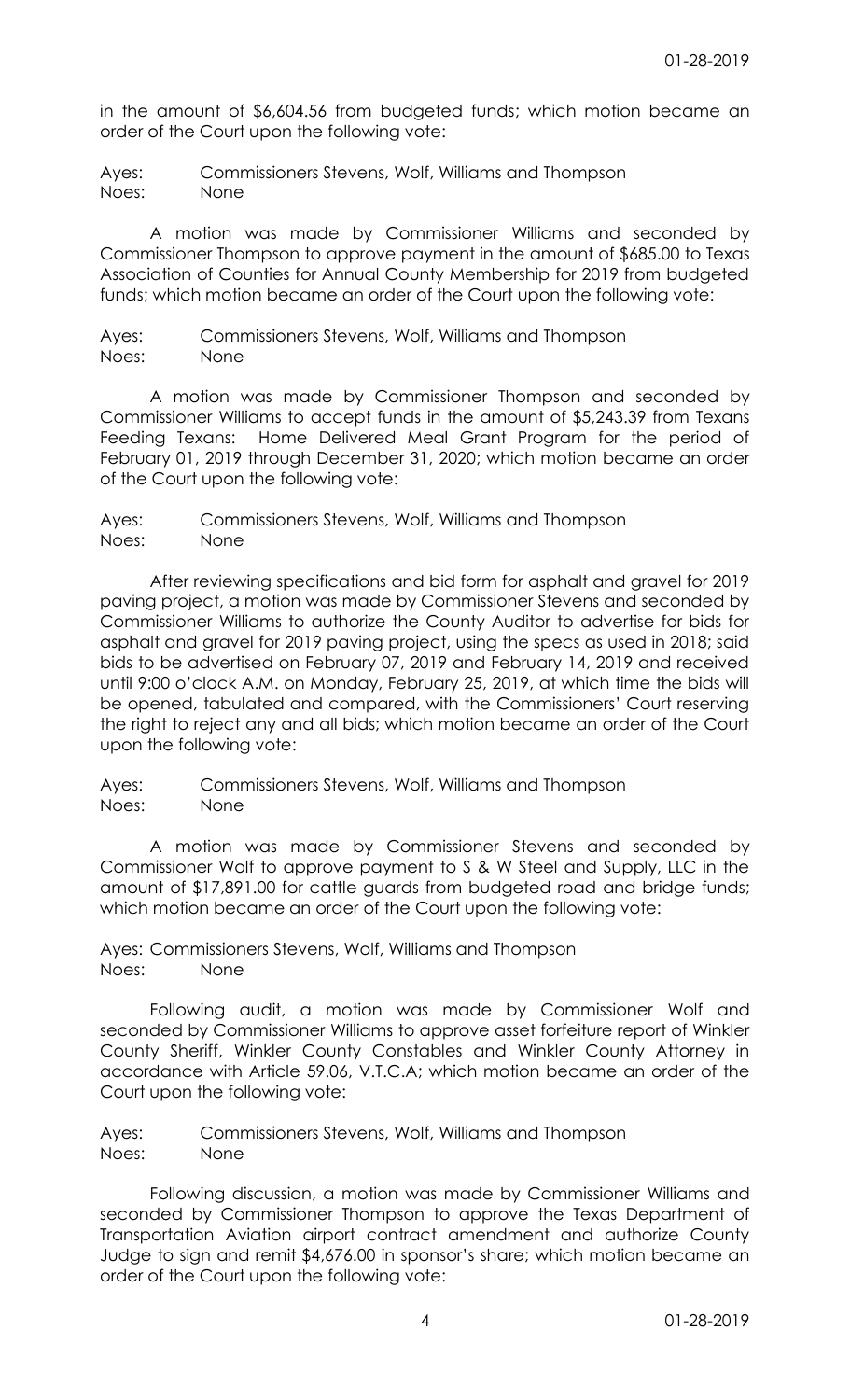in the amount of $6,604.56 from budgeted funds; which motion became an order of the Court upon the following vote:

Ayes: Commissioners Stevens, Wolf, Williams and Thompson
Noes: None

A motion was made by Commissioner Williams and seconded by Commissioner Thompson to approve payment in the amount of $685.00 to Texas Association of Counties for Annual County Membership for 2019 from budgeted funds; which motion became an order of the Court upon the following vote:

Ayes: Commissioners Stevens, Wolf, Williams and Thompson
Noes: None

A motion was made by Commissioner Thompson and seconded by Commissioner Williams to accept funds in the amount of $5,243.39 from Texans Feeding Texans: Home Delivered Meal Grant Program for the period of February 01, 2019 through December 31, 2020; which motion became an order of the Court upon the following vote:

Ayes: Commissioners Stevens, Wolf, Williams and Thompson
Noes: None

After reviewing specifications and bid form for asphalt and gravel for 2019 paving project, a motion was made by Commissioner Stevens and seconded by Commissioner Williams to authorize the County Auditor to advertise for bids for asphalt and gravel for 2019 paving project, using the specs as used in 2018; said bids to be advertised on February 07, 2019 and February 14, 2019 and received until 9:00 o'clock A.M. on Monday, February 25, 2019, at which time the bids will be opened, tabulated and compared, with the Commissioners' Court reserving the right to reject any and all bids; which motion became an order of the Court upon the following vote:

Ayes: Commissioners Stevens, Wolf, Williams and Thompson
Noes: None

A motion was made by Commissioner Stevens and seconded by Commissioner Wolf to approve payment to S & W Steel and Supply, LLC in the amount of $17,891.00 for cattle guards from budgeted road and bridge funds; which motion became an order of the Court upon the following vote:

Ayes: Commissioners Stevens, Wolf, Williams and Thompson
Noes: None

Following audit, a motion was made by Commissioner Wolf and seconded by Commissioner Williams to approve asset forfeiture report of Winkler County Sheriff, Winkler County Constables and Winkler County Attorney in accordance with Article 59.06, V.T.C.A; which motion became an order of the Court upon the following vote:

Ayes: Commissioners Stevens, Wolf, Williams and Thompson
Noes: None

Following discussion, a motion was made by Commissioner Williams and seconded by Commissioner Thompson to approve the Texas Department of Transportation Aviation airport contract amendment and authorize County Judge to sign and remit $4,676.00 in sponsor's share; which motion became an order of the Court upon the following vote: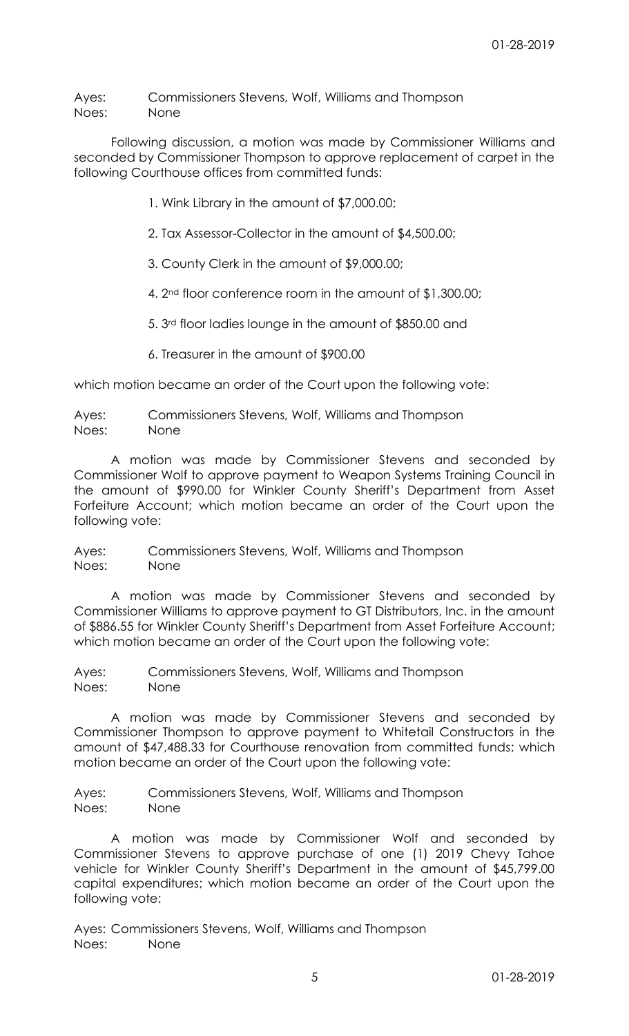Ayes: Commissioners Stevens, Wolf, Williams and Thompson
Noes: None

Following discussion, a motion was made by Commissioner Williams and seconded by Commissioner Thompson to approve replacement of carpet in the following Courthouse offices from committed funds:

1. Wink Library in the amount of $7,000.00;

2. Tax Assessor-Collector in the amount of $4,500.00;

3. County Clerk in the amount of $9,000.00;

4. 2nd floor conference room in the amount of $1,300.00;

5. 3rd floor ladies lounge in the amount of $850.00 and

6. Treasurer in the amount of $900.00

which motion became an order of the Court upon the following vote:

Ayes: Commissioners Stevens, Wolf, Williams and Thompson
Noes: None

A motion was made by Commissioner Stevens and seconded by Commissioner Wolf to approve payment to Weapon Systems Training Council in the amount of $990.00 for Winkler County Sheriff's Department from Asset Forfeiture Account; which motion became an order of the Court upon the following vote:

Ayes: Commissioners Stevens, Wolf, Williams and Thompson
Noes: None

A motion was made by Commissioner Stevens and seconded by Commissioner Williams to approve payment to GT Distributors, Inc. in the amount of $886.55 for Winkler County Sheriff's Department from Asset Forfeiture Account; which motion became an order of the Court upon the following vote:

Ayes: Commissioners Stevens, Wolf, Williams and Thompson
Noes: None

A motion was made by Commissioner Stevens and seconded by Commissioner Thompson to approve payment to Whitetail Constructors in the amount of $47,488.33 for Courthouse renovation from committed funds; which motion became an order of the Court upon the following vote:

Ayes: Commissioners Stevens, Wolf, Williams and Thompson
Noes: None

A motion was made by Commissioner Wolf and seconded by Commissioner Stevens to approve purchase of one (1) 2019 Chevy Tahoe vehicle for Winkler County Sheriff's Department in the amount of $45,799.00 capital expenditures; which motion became an order of the Court upon the following vote:

Ayes: Commissioners Stevens, Wolf, Williams and Thompson
Noes: None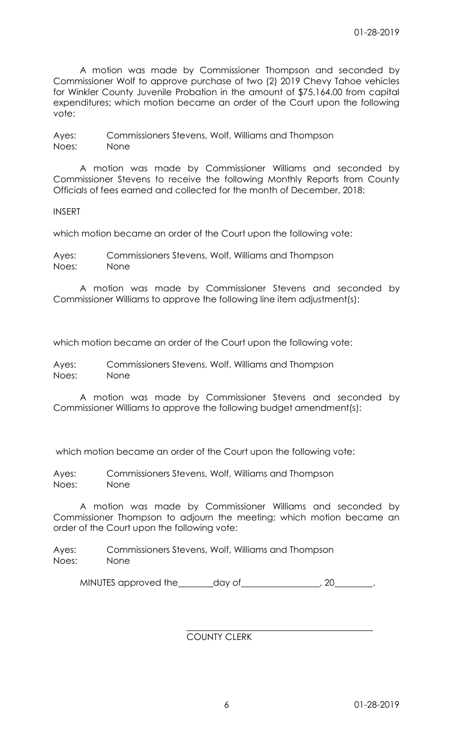A motion was made by Commissioner Thompson and seconded by Commissioner Wolf to approve purchase of two (2) 2019 Chevy Tahoe vehicles for Winkler County Juvenile Probation in the amount of $75,164.00 from capital expenditures; which motion became an order of the Court upon the following vote:

Ayes: Commissioners Stevens, Wolf, Williams and Thompson
Noes: None

A motion was made by Commissioner Williams and seconded by Commissioner Stevens to receive the following Monthly Reports from County Officials of fees earned and collected for the month of December, 2018:

INSERT

which motion became an order of the Court upon the following vote:

Ayes: Commissioners Stevens, Wolf, Williams and Thompson
Noes: None

A motion was made by Commissioner Stevens and seconded by Commissioner Williams to approve the following line item adjustment(s):

which motion became an order of the Court upon the following vote:

Ayes: Commissioners Stevens, Wolf, Williams and Thompson
Noes: None

A motion was made by Commissioner Stevens and seconded by Commissioner Williams to approve the following budget amendment(s):

which motion became an order of the Court upon the following vote:

Ayes: Commissioners Stevens, Wolf, Williams and Thompson
Noes: None

A motion was made by Commissioner Williams and seconded by Commissioner Thompson to adjourn the meeting; which motion became an order of the Court upon the following vote:

Ayes: Commissioners Stevens, Wolf, Williams and Thompson
Noes: None

MINUTES approved the\_\_\_\_\_\_\_day of\_\_\_\_\_\_\_\_\_\_\_\_\_\_\_\_, 20\_\_\_\_\_\_\_\_.

\_\_\_\_\_\_\_\_\_\_\_\_\_\_\_\_\_\_\_\_\_\_\_\_\_\_\_\_\_\_\_\_\_\_\_\_\_\_\_\_

COUNTY CLERK